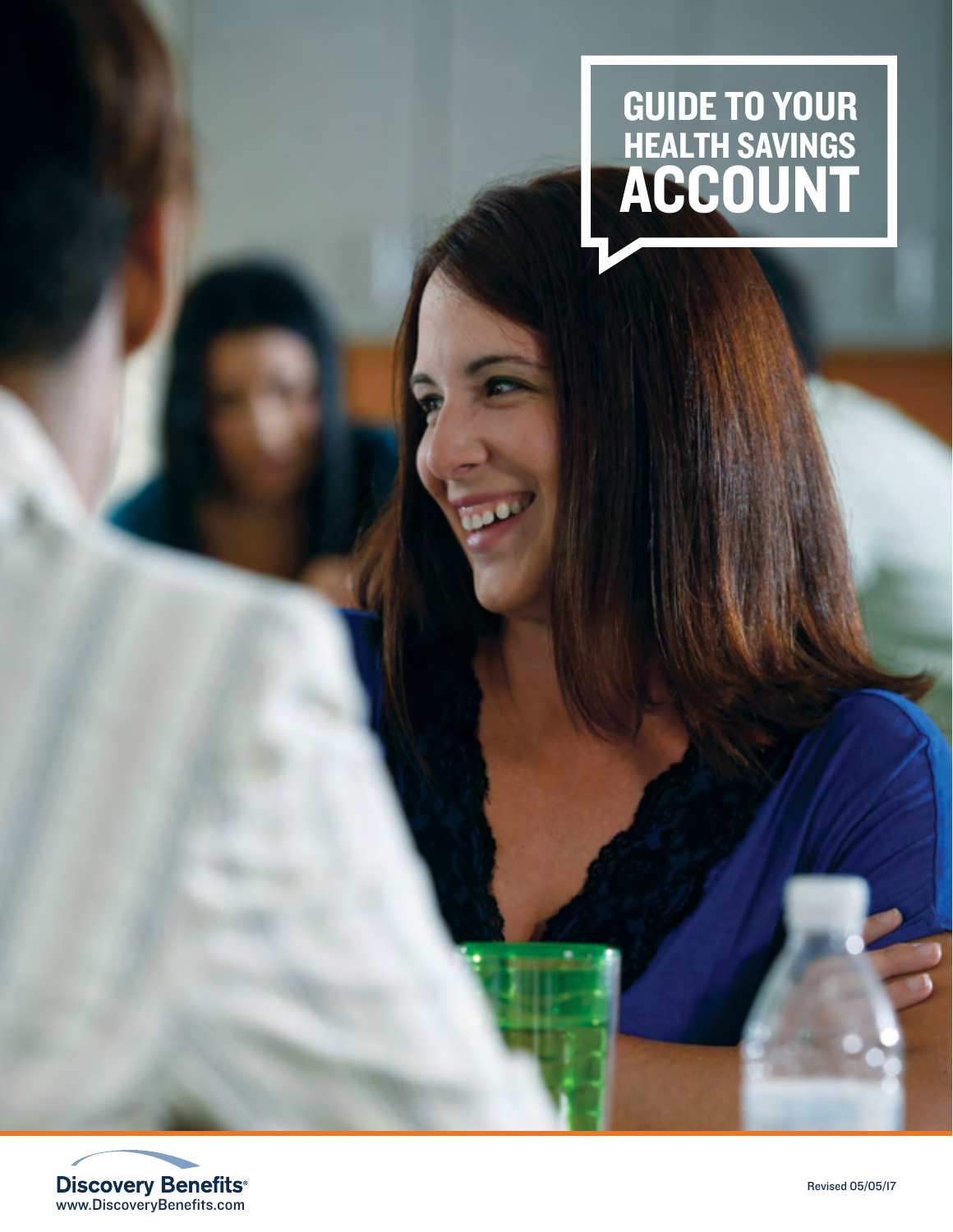# GUIDE TO YOUR HEALTH SAVINGS ACCOUNT

Discovery Benefits®
www.DiscoveryBenefits.com

Revised 05/05/17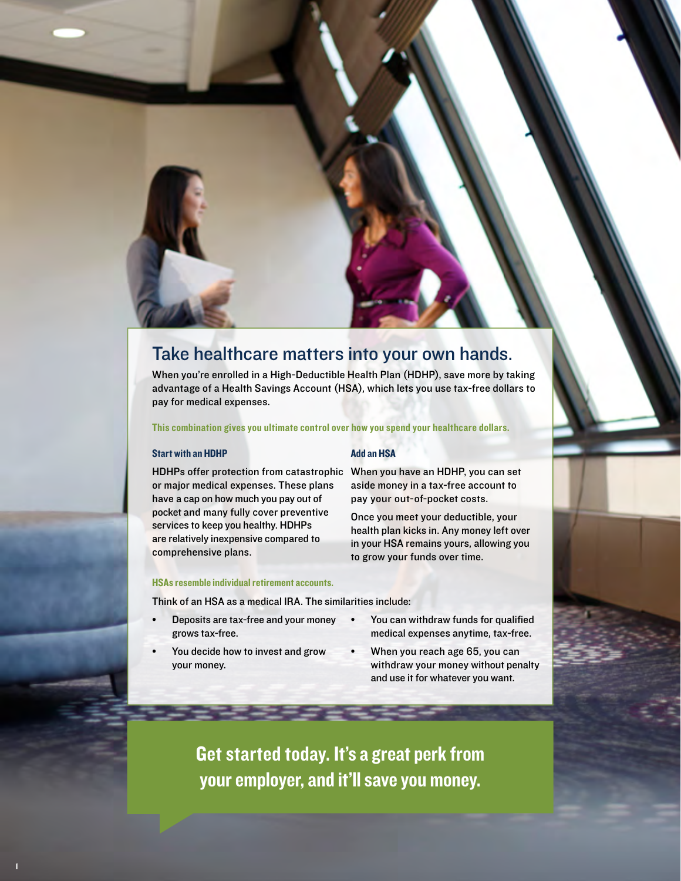# Take healthcare matters into your own hands.

When you're enrolled in a High-Deductible Health Plan (HDHP), save more by taking advantage of a Health Savings Account (HSA), which lets you use tax-free dollars to pay for medical expenses.

**This combination gives you ultimate control over how you spend your healthcare dollars.**

### Start with an HDHP

HDHPs offer protection from catastrophic or major medical expenses. These plans have a cap on how much you pay out of pocket and many fully cover preventive services to keep you healthy. HDHPs are relatively inexpensive compared to comprehensive plans.

### Add an HSA

When you have an HDHP, you can set aside money in a tax-free account to pay your out-of-pocket costs.

Once you meet your deductible, your health plan kicks in. Any money left over in your HSA remains yours, allowing you to grow your funds over time.

### HSAs resemble individual retirement accounts.

Think of an HSA as a medical IRA. The similarities include:

- Deposits are tax-free and your money grows tax-free.
- You decide how to invest and grow your money.
- You can withdraw funds for qualified medical expenses anytime, tax-free.
- When you reach age 65, you can withdraw your money without penalty and use it for whatever you want.

**Get started today. It's a great perk from your employer, and it'll save you money.**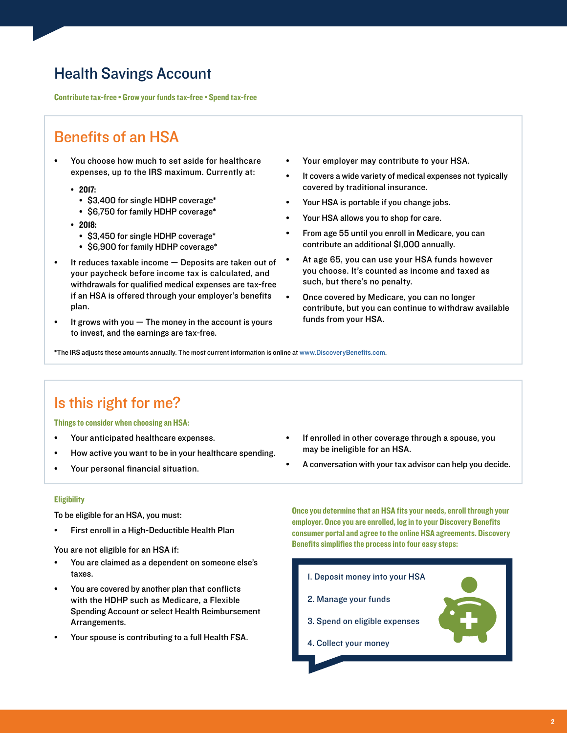# Health Savings Account

**Contribute tax-free • Grow your funds tax-free • Spend tax-free**

## Benefits of an HSA

- You choose how much to set aside for healthcare expenses, up to the IRS maximum. Currently at:
  - **2017:**
    - $3,400 for single HDHP coverage*
    - $6,750 for family HDHP coverage*
  - **2018:**
    - $3,450 for single HDHP coverage*
    - $6,900 for family HDHP coverage*
- It reduces taxable income — Deposits are taken out of your paycheck before income tax is calculated, and withdrawals for qualified medical expenses are tax-free if an HSA is offered through your employer's benefits plan.
- It grows with you — The money in the account is yours to invest, and the earnings are tax-free.
- Your employer may contribute to your HSA.
- It covers a wide variety of medical expenses not typically covered by traditional insurance.
- Your HSA is portable if you change jobs.
- Your HSA allows you to shop for care.
- From age 55 until you enroll in Medicare, you can contribute an additional $1,000 annually.
- At age 65, you can use your HSA funds however you choose. It's counted as income and taxed as such, but there's no penalty.
- Once covered by Medicare, you can no longer contribute, but you can continue to withdraw available funds from your HSA.

*The IRS adjusts these amounts annually. The most current information is online at www.DiscoveryBenefits.com.

## Is this right for me?

**Things to consider when choosing an HSA:**

- Your anticipated healthcare expenses.
- How active you want to be in your healthcare spending.
- Your personal financial situation.
- If enrolled in other coverage through a spouse, you may be ineligible for an HSA.
- A conversation with your tax advisor can help you decide.

### Eligibility

To be eligible for an HSA, you must:

- First enroll in a High-Deductible Health Plan

You are not eligible for an HSA if:

- You are claimed as a dependent on someone else's taxes.
- You are covered by another plan that conflicts with the HDHP such as Medicare, a Flexible Spending Account or select Health Reimbursement Arrangements.
- Your spouse is contributing to a full Health FSA.

**Once you determine that an HSA fits your needs, enroll through your employer. Once you are enrolled, log in to your Discovery Benefits consumer portal and agree to the online HSA agreements. Discovery Benefits simplifies the process into four easy steps:**

1. Deposit money into your HSA
2. Manage your funds
3. Spend on eligible expenses
4. Collect your money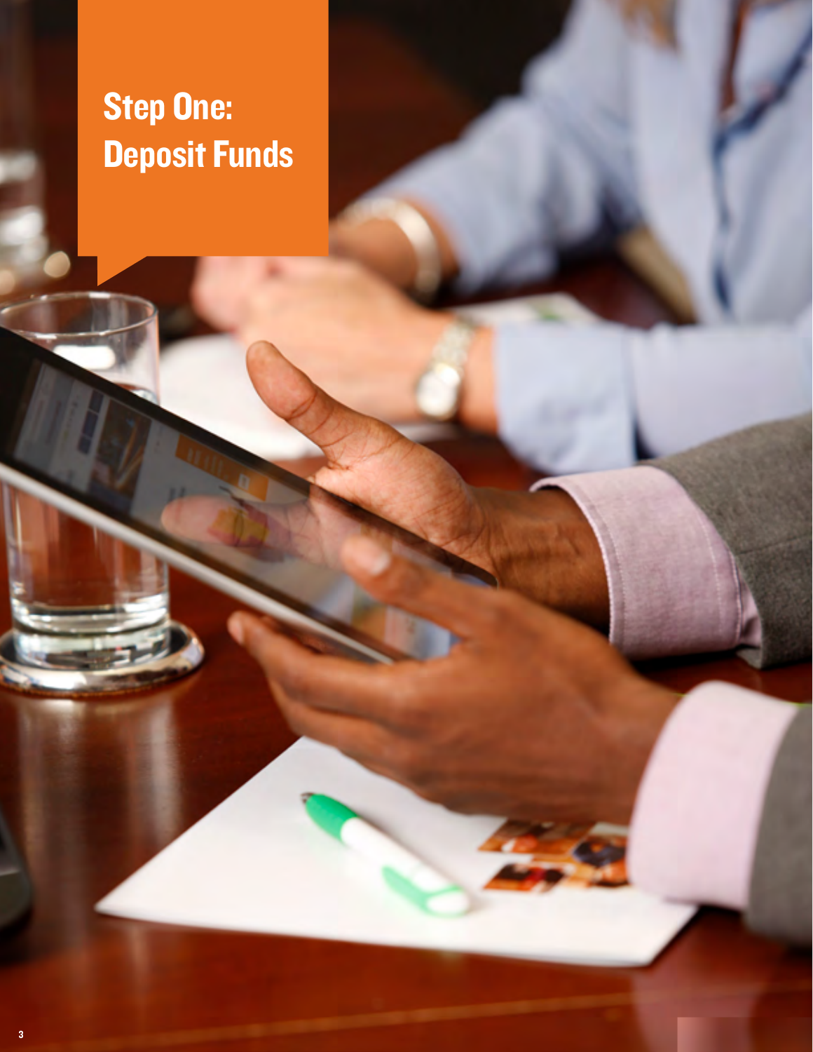# Step One: Deposit Funds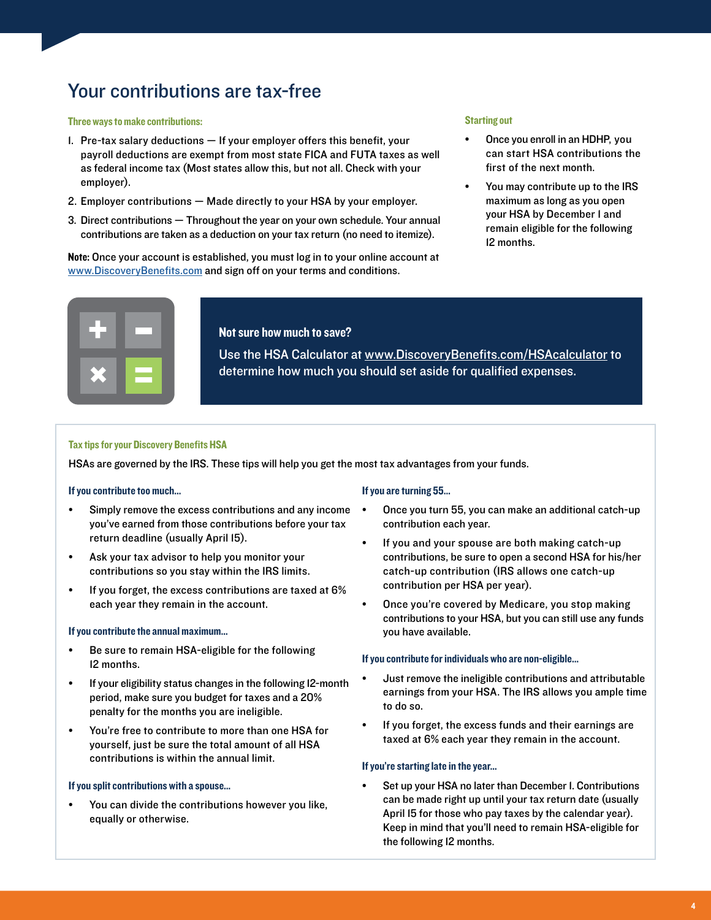# Your contributions are tax-free

### Three ways to make contributions:

1. Pre-tax salary deductions — If your employer offers this benefit, your payroll deductions are exempt from most state FICA and FUTA taxes as well as federal income tax (Most states allow this, but not all. Check with your employer).
2. Employer contributions — Made directly to your HSA by your employer.
3. Direct contributions — Throughout the year on your own schedule. Your annual contributions are taken as a deduction on your tax return (no need to itemize).

**Note:** Once your account is established, you must log in to your online account at www.DiscoveryBenefits.com and sign off on your terms and conditions.

### Starting out

- Once you enroll in an HDHP, you can start HSA contributions the first of the next month.
- You may contribute up to the IRS maximum as long as you open your HSA by December 1 and remain eligible for the following 12 months.

**Not sure how much to save?**

Use the HSA Calculator at www.DiscoveryBenefits.com/HSAcalculator to determine how much you should set aside for qualified expenses.

## Tax tips for your Discovery Benefits HSA

HSAs are governed by the IRS. These tips will help you get the most tax advantages from your funds.

### If you contribute too much...

- Simply remove the excess contributions and any income you've earned from those contributions before your tax return deadline (usually April 15).
- Ask your tax advisor to help you monitor your contributions so you stay within the IRS limits.
- If you forget, the excess contributions are taxed at 6% each year they remain in the account.

### If you contribute the annual maximum...

- Be sure to remain HSA-eligible for the following 12 months.
- If your eligibility status changes in the following 12-month period, make sure you budget for taxes and a 20% penalty for the months you are ineligible.
- You're free to contribute to more than one HSA for yourself, just be sure the total amount of all HSA contributions is within the annual limit.

### If you split contributions with a spouse...

- You can divide the contributions however you like, equally or otherwise.

### If you are turning 55...

- Once you turn 55, you can make an additional catch-up contribution each year.
- If you and your spouse are both making catch-up contributions, be sure to open a second HSA for his/her catch-up contribution (IRS allows one catch-up contribution per HSA per year).
- Once you're covered by Medicare, you stop making contributions to your HSA, but you can still use any funds you have available.

### If you contribute for individuals who are non-eligible...

- Just remove the ineligible contributions and attributable earnings from your HSA. The IRS allows you ample time to do so.
- If you forget, the excess funds and their earnings are taxed at 6% each year they remain in the account.

### If you're starting late in the year...

- Set up your HSA no later than December 1. Contributions can be made right up until your tax return date (usually April 15 for those who pay taxes by the calendar year). Keep in mind that you'll need to remain HSA-eligible for the following 12 months.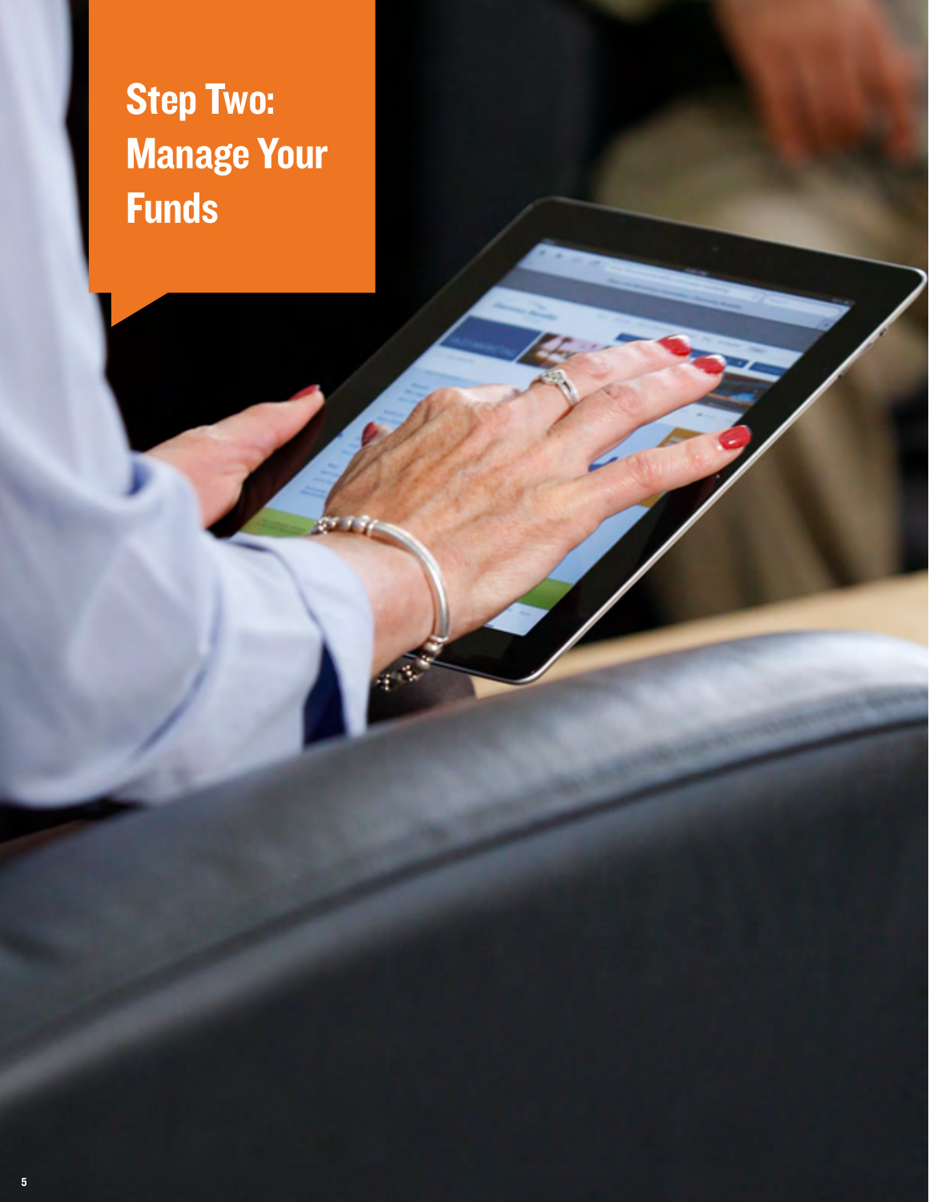# Step Two: Manage Your Funds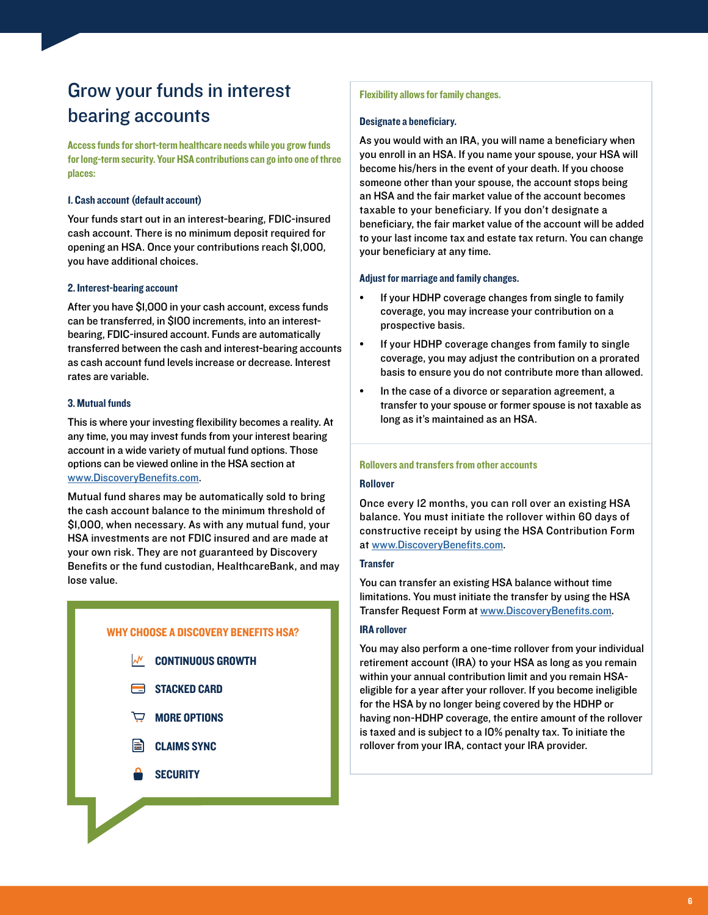# Grow your funds in interest bearing accounts

**Access funds for short-term healthcare needs while you grow funds for long-term security. Your HSA contributions can go into one of three places:**

### 1. Cash account (default account)

Your funds start out in an interest-bearing, FDIC-insured cash account. There is no minimum deposit required for opening an HSA. Once your contributions reach $1,000, you have additional choices.

### 2. Interest-bearing account

After you have $1,000 in your cash account, excess funds can be transferred, in $100 increments, into an interest-bearing, FDIC-insured account. Funds are automatically transferred between the cash and interest-bearing accounts as cash account fund levels increase or decrease. Interest rates are variable.

### 3. Mutual funds

This is where your investing flexibility becomes a reality. At any time, you may invest funds from your interest bearing account in a wide variety of mutual fund options. Those options can be viewed online in the HSA section at www.DiscoveryBenefits.com.

Mutual fund shares may be automatically sold to bring the cash account balance to the minimum threshold of $1,000, when necessary. As with any mutual fund, your HSA investments are not FDIC insured and are made at your own risk. They are not guaranteed by Discovery Benefits or the fund custodian, HealthcareBank, and may lose value.

**WHY CHOOSE A DISCOVERY BENEFITS HSA?**

- CONTINUOUS GROWTH
- STACKED CARD
- MORE OPTIONS
- CLAIMS SYNC
- SECURITY

## Flexibility allows for family changes.

### Designate a beneficiary.

As you would with an IRA, you will name a beneficiary when you enroll in an HSA. If you name your spouse, your HSA will become his/hers in the event of your death. If you choose someone other than your spouse, the account stops being an HSA and the fair market value of the account becomes taxable to your beneficiary. If you don't designate a beneficiary, the fair market value of the account will be added to your last income tax and estate tax return. You can change your beneficiary at any time.

### Adjust for marriage and family changes.

- If your HDHP coverage changes from single to family coverage, you may increase your contribution on a prospective basis.
- If your HDHP coverage changes from family to single coverage, you may adjust the contribution on a prorated basis to ensure you do not contribute more than allowed.
- In the case of a divorce or separation agreement, a transfer to your spouse or former spouse is not taxable as long as it's maintained as an HSA.

## Rollovers and transfers from other accounts

### Rollover

Once every 12 months, you can roll over an existing HSA balance. You must initiate the rollover within 60 days of constructive receipt by using the HSA Contribution Form at www.DiscoveryBenefits.com.

### Transfer

You can transfer an existing HSA balance without time limitations. You must initiate the transfer by using the HSA Transfer Request Form at www.DiscoveryBenefits.com.

### IRA rollover

You may also perform a one-time rollover from your individual retirement account (IRA) to your HSA as long as you remain within your annual contribution limit and you remain HSA-eligible for a year after your rollover. If you become ineligible for the HSA by no longer being covered by the HDHP or having non-HDHP coverage, the entire amount of the rollover is taxed and is subject to a 10% penalty tax. To initiate the rollover from your IRA, contact your IRA provider.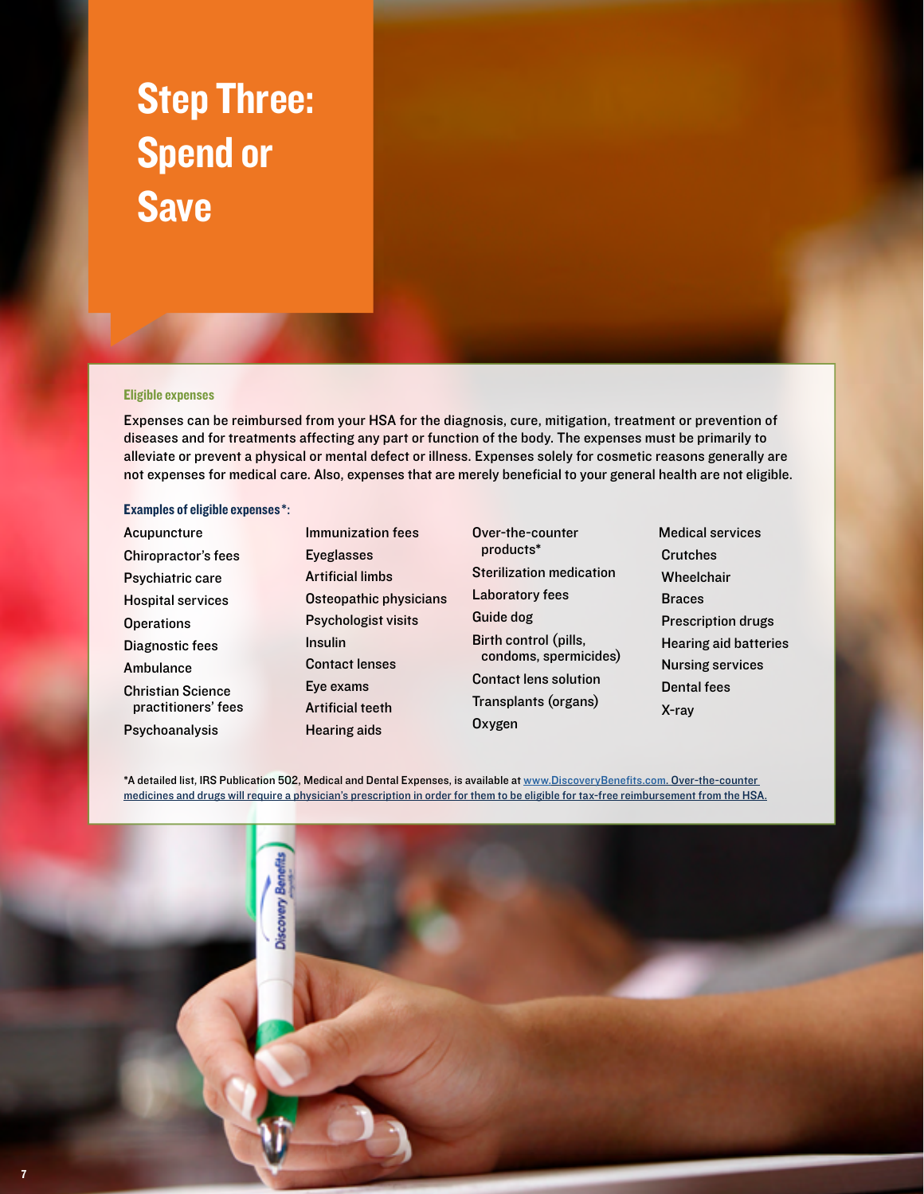# Step Three: Spend or Save

### Eligible expenses

Expenses can be reimbursed from your HSA for the diagnosis, cure, mitigation, treatment or prevention of diseases and for treatments affecting any part or function of the body. The expenses must be primarily to alleviate or prevent a physical or mental defect or illness. Expenses solely for cosmetic reasons generally are not expenses for medical care. Also, expenses that are merely beneficial to your general health are not eligible.

### Examples of eligible expenses*:

- Acupuncture
- Chiropractor's fees
- Psychiatric care
- Hospital services
- Operations
- Diagnostic fees
- Ambulance
- Christian Science practitioners' fees
- Psychoanalysis
- Immunization fees
- Eyeglasses
- Artificial limbs
- Osteopathic physicians
- Psychologist visits
- Insulin
- Contact lenses
- Eye exams
- Artificial teeth
- Hearing aids
- Over-the-counter products*
- Sterilization medication
- Laboratory fees
- Guide dog
- Birth control (pills, condoms, spermicides)
- Contact lens solution
- Transplants (organs)
- Oxygen
- Medical services
- Crutches
- Wheelchair
- Braces
- Prescription drugs
- Hearing aid batteries
- Nursing services
- Dental fees
- X-ray

*A detailed list, IRS Publication 502, Medical and Dental Expenses, is available at www.DiscoveryBenefits.com. Over-the-counter medicines and drugs will require a physician's prescription in order for them to be eligible for tax-free reimbursement from the HSA.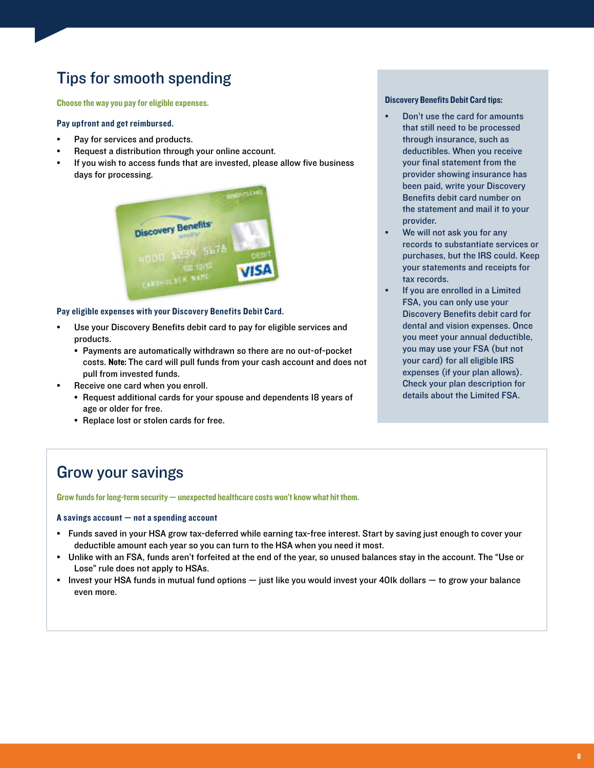## Tips for smooth spending

**Choose the way you pay for eligible expenses.**

**Pay upfront and get reimbursed.**

- Pay for services and products.
- Request a distribution through your online account.
- If you wish to access funds that are invested, please allow five business days for processing.

**Pay eligible expenses with your Discovery Benefits Debit Card.**

- Use your Discovery Benefits debit card to pay for eligible services and products.
  - Payments are automatically withdrawn so there are no out-of-pocket costs. **Note:** The card will pull funds from your cash account and does not pull from invested funds.
- Receive one card when you enroll.
  - Request additional cards for your spouse and dependents 18 years of age or older for free.
  - Replace lost or stolen cards for free.

**Discovery Benefits Debit Card tips:**

- Don't use the card for amounts that still need to be processed through insurance, such as deductibles. When you receive your final statement from the provider showing insurance has been paid, write your Discovery Benefits debit card number on the statement and mail it to your provider.
- We will not ask you for any records to substantiate services or purchases, but the IRS could. Keep your statements and receipts for tax records.
- If you are enrolled in a Limited FSA, you can only use your Discovery Benefits debit card for dental and vision expenses. Once you meet your annual deductible, you may use your FSA (but not your card) for all eligible IRS expenses (if your plan allows). Check your plan description for details about the Limited FSA.

## Grow your savings

**Grow funds for long-term security — unexpected healthcare costs won't know what hit them.**

**A savings account — not a spending account**

- Funds saved in your HSA grow tax-deferred while earning tax-free interest. Start by saving just enough to cover your deductible amount each year so you can turn to the HSA when you need it most.
- Unlike with an FSA, funds aren't forfeited at the end of the year, so unused balances stay in the account. The "Use or Lose" rule does not apply to HSAs.
- Invest your HSA funds in mutual fund options — just like you would invest your 401k dollars — to grow your balance even more.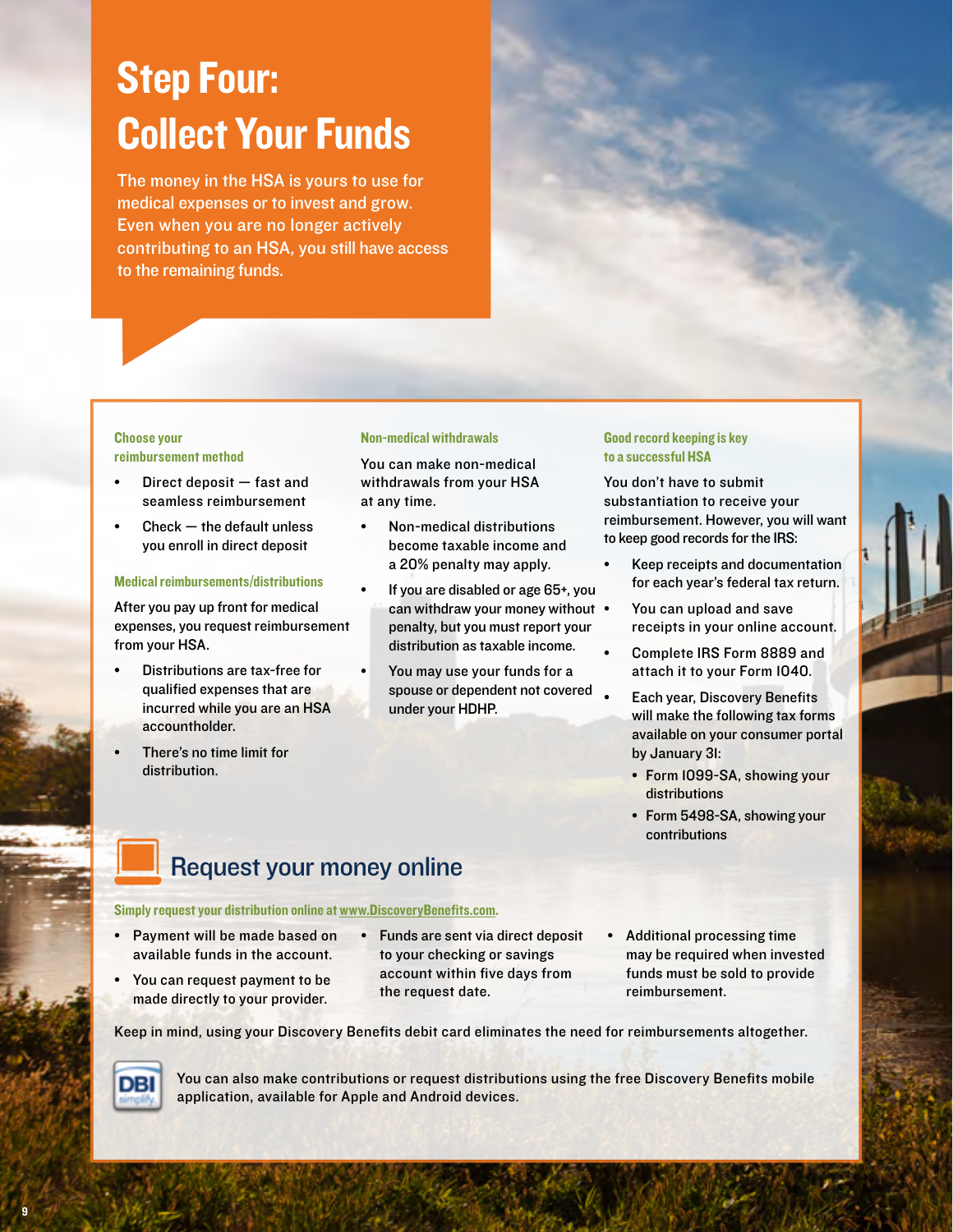# Step Four: Collect Your Funds

The money in the HSA is yours to use for medical expenses or to invest and grow. Even when you are no longer actively contributing to an HSA, you still have access to the remaining funds.

### Choose your reimbursement method

- Direct deposit — fast and seamless reimbursement
- Check — the default unless you enroll in direct deposit

### Medical reimbursements/distributions

After you pay up front for medical expenses, you request reimbursement from your HSA.

- Distributions are tax-free for qualified expenses that are incurred while you are an HSA accountholder.
- There's no time limit for distribution.

### Non-medical withdrawals

You can make non-medical withdrawals from your HSA at any time.

- Non-medical distributions become taxable income and a 20% penalty may apply.
- If you are disabled or age 65+, you can withdraw your money without penalty, but you must report your distribution as taxable income.
- You may use your funds for a spouse or dependent not covered under your HDHP.

### Good record keeping is key to a successful HSA

You don't have to submit substantiation to receive your reimbursement. However, you will want to keep good records for the IRS:

- Keep receipts and documentation for each year's federal tax return.
- You can upload and save receipts in your online account.
- Complete IRS Form 8889 and attach it to your Form 1040.
- Each year, Discovery Benefits will make the following tax forms available on your consumer portal by January 31:
  - Form 1099-SA, showing your distributions
  - Form 5498-SA, showing your contributions

## Request your money online

**Simply request your distribution online at www.DiscoveryBenefits.com.**

- Payment will be made based on available funds in the account.
- You can request payment to be made directly to your provider.
- Funds are sent via direct deposit to your checking or savings account within five days from the request date.
- Additional processing time may be required when invested funds must be sold to provide reimbursement.

Keep in mind, using your Discovery Benefits debit card eliminates the need for reimbursements altogether.

You can also make contributions or request distributions using the free Discovery Benefits mobile application, available for Apple and Android devices.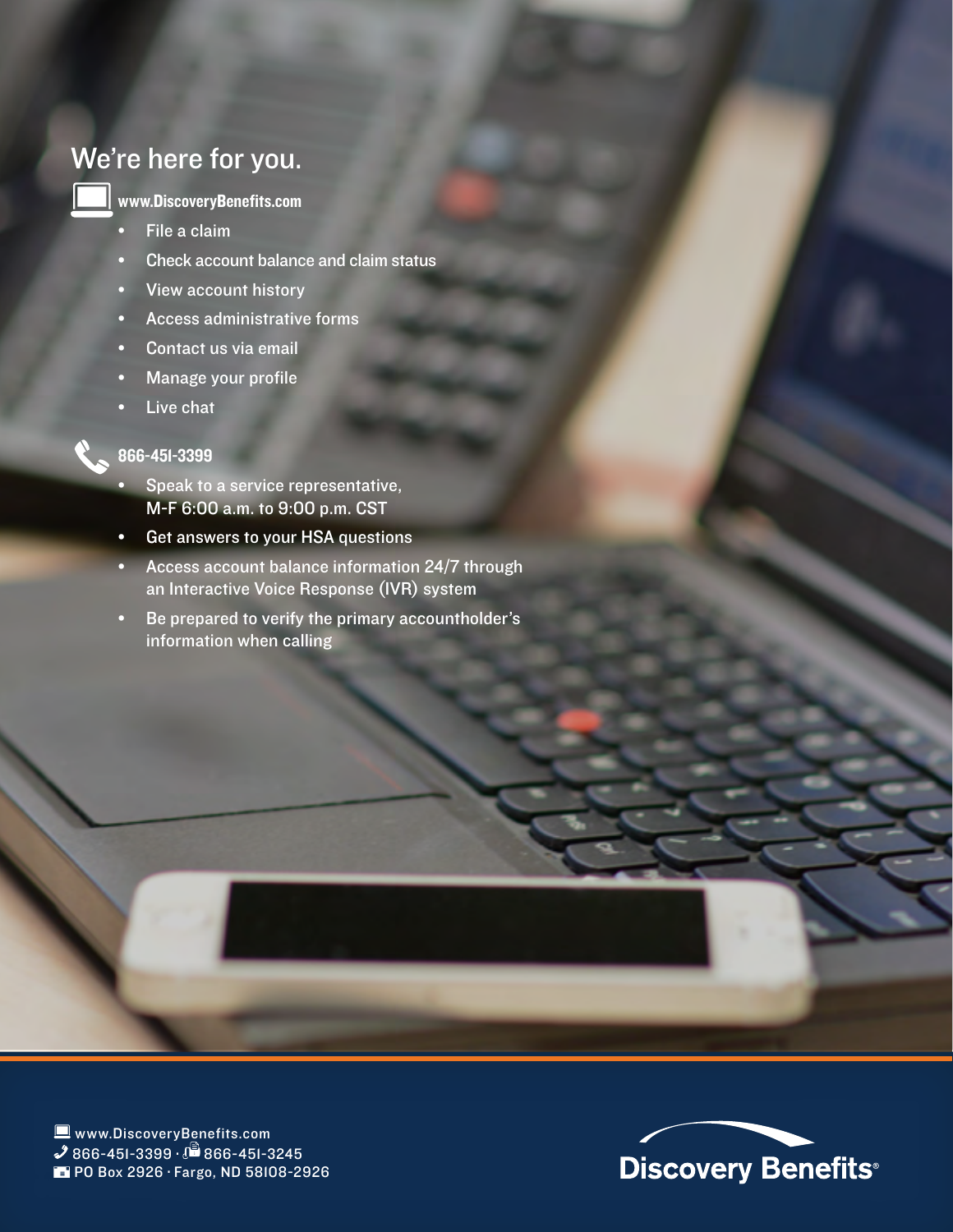# We're here for you.

**www.DiscoveryBenefits.com**

- File a claim
- Check account balance and claim status
- View account history
- Access administrative forms
- Contact us via email
- Manage your profile
- Live chat

**866-451-3399**

- Speak to a service representative, M-F 6:00 a.m. to 9:00 p.m. CST
- Get answers to your HSA questions
- Access account balance information 24/7 through an Interactive Voice Response (IVR) system
- Be prepared to verify the primary accountholder's information when calling

www.DiscoveryBenefits.com
866-451-3399 · 866-451-3245
PO Box 2926 · Fargo, ND 58108-2926

Discovery Benefits®